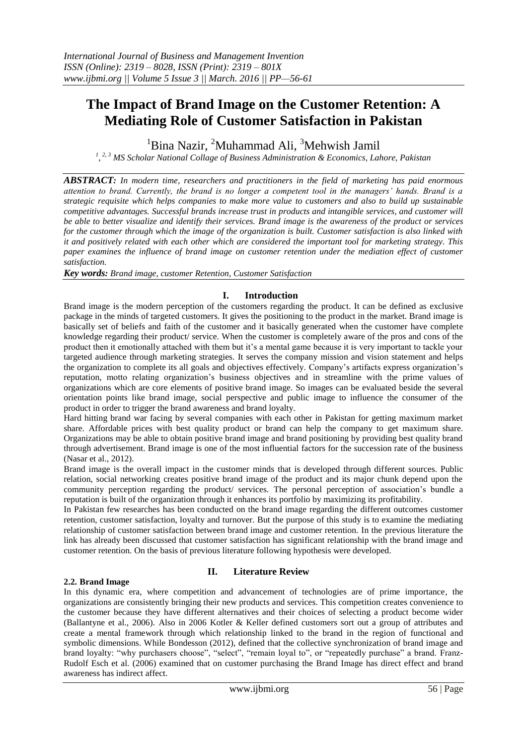# The Impact of Brand Image on the Customer Retention: A Mediating Role of Customer Satisfaction in Pakistan

[1]Bina Nazir, [2]Muhammad Ali, [3]Mehwish Jamil

*[1, 2, 3] MS Scholar National Collage of Business Administration & Economics, Lahore, Pakistan*

***ABSTRACT:*** *In modern time, researchers and practitioners in the field of marketing has paid enormous attention to brand. Currently, the brand is no longer a competent tool in the managers' hands. Brand is a strategic requisite which helps companies to make more value to customers and also to build up sustainable competitive advantages. Successful brands increase trust in products and intangible services, and customer will be able to better visualize and identify their services. Brand image is the awareness of the product or services for the customer through which the image of the organization is built. Customer satisfaction is also linked with it and positively related with each other which are considered the important tool for marketing strategy. This paper examines the influence of brand image on customer retention under the mediation effect of customer satisfaction.*

***Key words:*** *Brand image, customer Retention, Customer Satisfaction*

## I. Introduction

Brand image is the modern perception of the customers regarding the product. It can be defined as exclusive package in the minds of targeted customers. It gives the positioning to the product in the market. Brand image is basically set of beliefs and faith of the customer and it basically generated when the customer have complete knowledge regarding their product/ service. When the customer is completely aware of the pros and cons of the product then it emotionally attached with them but it's a mental game because it is very important to tackle your targeted audience through marketing strategies. It serves the company mission and vision statement and helps the organization to complete its all goals and objectives effectively. Company's artifacts express organization's reputation, motto relating organization's business objectives and in streamline with the prime values of organizations which are core elements of positive brand image. So images can be evaluated beside the several orientation points like brand image, social perspective and public image to influence the consumer of the product in order to trigger the brand awareness and brand loyalty.

Hard hitting brand war facing by several companies with each other in Pakistan for getting maximum market share. Affordable prices with best quality product or brand can help the company to get maximum share. Organizations may be able to obtain positive brand image and brand positioning by providing best quality brand through advertisement. Brand image is one of the most influential factors for the succession rate of the business (Nasar et al., 2012).

Brand image is the overall impact in the customer minds that is developed through different sources. Public relation, social networking creates positive brand image of the product and its major chunk depend upon the community perception regarding the product/ services. The personal perception of association's bundle a reputation is built of the organization through it enhances its portfolio by maximizing its profitability.

In Pakistan few researches has been conducted on the brand image regarding the different outcomes customer retention, customer satisfaction, loyalty and turnover. But the purpose of this study is to examine the mediating relationship of customer satisfaction between brand image and customer retention. In the previous literature the link has already been discussed that customer satisfaction has significant relationship with the brand image and customer retention. On the basis of previous literature following hypothesis were developed.

## II. Literature Review

### 2.2. Brand Image

In this dynamic era, where competition and advancement of technologies are of prime importance, the organizations are consistently bringing their new products and services. This competition creates convenience to the customer because they have different alternatives and their choices of selecting a product become wider (Ballantyne et al., 2006). Also in 2006 Kotler & Keller defined customers sort out a group of attributes and create a mental framework through which relationship linked to the brand in the region of functional and symbolic dimensions. While Bondesson (2012), defined that the collective synchronization of brand image and brand loyalty: "why purchasers choose", "select", "remain loyal to", or "repeatedly purchase" a brand. Franz-Rudolf Esch et al. (2006) examined that on customer purchasing the Brand Image has direct effect and brand awareness has indirect affect.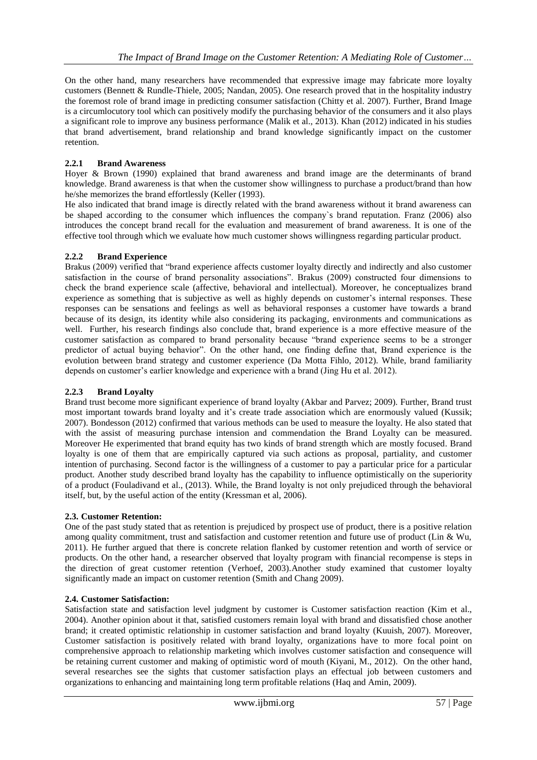On the other hand, many researchers have recommended that expressive image may fabricate more loyalty customers (Bennett & Rundle-Thiele, 2005; Nandan, 2005). One research proved that in the hospitality industry the foremost role of brand image in predicting consumer satisfaction (Chitty et al. 2007). Further, Brand Image is a circumlocutory tool which can positively modify the purchasing behavior of the consumers and it also plays a significant role to improve any business performance (Malik et al., 2013). Khan (2012) indicated in his studies that brand advertisement, brand relationship and brand knowledge significantly impact on the customer retention.

### 2.2.1 Brand Awareness

Hoyer & Brown (1990) explained that brand awareness and brand image are the determinants of brand knowledge. Brand awareness is that when the customer show willingness to purchase a product/brand than how he/she memorizes the brand effortlessly (Keller (1993).

He also indicated that brand image is directly related with the brand awareness without it brand awareness can be shaped according to the consumer which influences the company`s brand reputation. Franz (2006) also introduces the concept brand recall for the evaluation and measurement of brand awareness. It is one of the effective tool through which we evaluate how much customer shows willingness regarding particular product.

### 2.2.2 Brand Experience

Brakus (2009) verified that "brand experience affects customer loyalty directly and indirectly and also customer satisfaction in the course of brand personality associations". Brakus (2009) constructed four dimensions to check the brand experience scale (affective, behavioral and intellectual). Moreover, he conceptualizes brand experience as something that is subjective as well as highly depends on customer's internal responses. These responses can be sensations and feelings as well as behavioral responses a customer have towards a brand because of its design, its identity while also considering its packaging, environments and communications as well. Further, his research findings also conclude that, brand experience is a more effective measure of the customer satisfaction as compared to brand personality because "brand experience seems to be a stronger predictor of actual buying behavior". On the other hand, one finding define that, Brand experience is the evolution between brand strategy and customer experience (Da Motta Fihlo, 2012). While, brand familiarity depends on customer's earlier knowledge and experience with a brand (Jing Hu et al. 2012).

### 2.2.3 Brand Loyalty

Brand trust become more significant experience of brand loyalty (Akbar and Parvez; 2009). Further, Brand trust most important towards brand loyalty and it's create trade association which are enormously valued (Kussik; 2007). Bondesson (2012) confirmed that various methods can be used to measure the loyalty. He also stated that with the assist of measuring purchase intension and commendation the Brand Loyalty can be measured. Moreover He experimented that brand equity has two kinds of brand strength which are mostly focused. Brand loyalty is one of them that are empirically captured via such actions as proposal, partiality, and customer intention of purchasing. Second factor is the willingness of a customer to pay a particular price for a particular product. Another study described brand loyalty has the capability to influence optimistically on the superiority of a product (Fouladivand et al., (2013). While, the Brand loyalty is not only prejudiced through the behavioral itself, but, by the useful action of the entity (Kressman et al, 2006).

## 2.3. Customer Retention:

One of the past study stated that as retention is prejudiced by prospect use of product, there is a positive relation among quality commitment, trust and satisfaction and customer retention and future use of product (Lin & Wu, 2011). He further argued that there is concrete relation flanked by customer retention and worth of service or products. On the other hand, a researcher observed that loyalty program with financial recompense is steps in the direction of great customer retention (Verhoef, 2003).Another study examined that customer loyalty significantly made an impact on customer retention (Smith and Chang 2009).

## 2.4. Customer Satisfaction:

Satisfaction state and satisfaction level judgment by customer is Customer satisfaction reaction (Kim et al., 2004). Another opinion about it that, satisfied customers remain loyal with brand and dissatisfied chose another brand; it created optimistic relationship in customer satisfaction and brand loyalty (Kuuish, 2007). Moreover, Customer satisfaction is positively related with brand loyalty, organizations have to more focal point on comprehensive approach to relationship marketing which involves customer satisfaction and consequence will be retaining current customer and making of optimistic word of mouth (Kiyani, M., 2012). On the other hand, several researches see the sights that customer satisfaction plays an effectual job between customers and organizations to enhancing and maintaining long term profitable relations (Haq and Amin, 2009).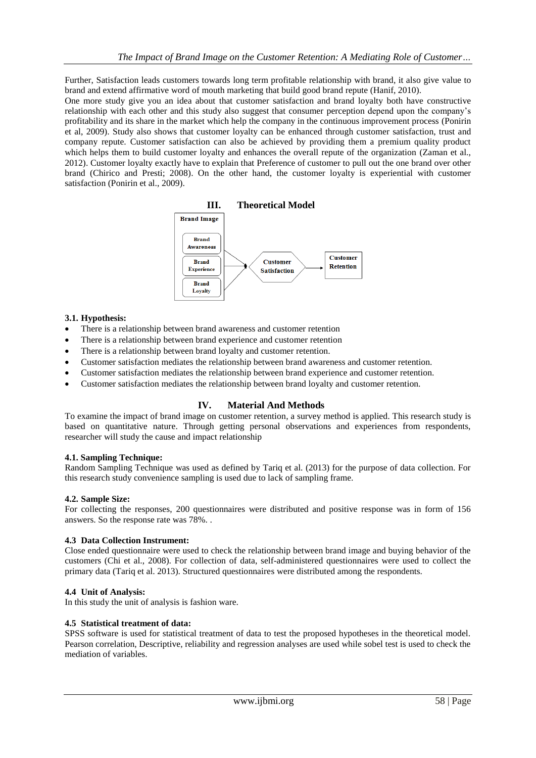Further, Satisfaction leads customers towards long term profitable relationship with brand, it also give value to brand and extend affirmative word of mouth marketing that build good brand repute (Hanif, 2010).

One more study give you an idea about that customer satisfaction and brand loyalty both have constructive relationship with each other and this study also suggest that consumer perception depend upon the company's profitability and its share in the market which help the company in the continuous improvement process (Ponirin et al, 2009). Study also shows that customer loyalty can be enhanced through customer satisfaction, trust and company repute. Customer satisfaction can also be achieved by providing them a premium quality product which helps them to build customer loyalty and enhances the overall repute of the organization (Zaman et al., 2012). Customer loyalty exactly have to explain that Preference of customer to pull out the one brand over other brand (Chirico and Presti; 2008). On the other hand, the customer loyalty is experiential with customer satisfaction (Ponirin et al., 2009).

# III. Theoretical Model

Brand Image

Brand Awareness

Brand Experience

Brand Loyalty

Customer Satisfaction

Customer Retention

### 3.1. Hypothesis:

- There is a relationship between brand awareness and customer retention
- There is a relationship between brand experience and customer retention
- There is a relationship between brand loyalty and customer retention.
- Customer satisfaction mediates the relationship between brand awareness and customer retention.
- Customer satisfaction mediates the relationship between brand experience and customer retention.
- Customer satisfaction mediates the relationship between brand loyalty and customer retention.

# IV. Material And Methods

To examine the impact of brand image on customer retention, a survey method is applied. This research study is based on quantitative nature. Through getting personal observations and experiences from respondents, researcher will study the cause and impact relationship

### 4.1. Sampling Technique:

Random Sampling Technique was used as defined by Tariq et al. (2013) for the purpose of data collection. For this research study convenience sampling is used due to lack of sampling frame.

### 4.2. Sample Size:

For collecting the responses, 200 questionnaires were distributed and positive response was in form of 156 answers. So the response rate was 78%. .

### 4.3 Data Collection Instrument:

Close ended questionnaire were used to check the relationship between brand image and buying behavior of the customers (Chi et al., 2008). For collection of data, self-administered questionnaires were used to collect the primary data (Tariq et al. 2013). Structured questionnaires were distributed among the respondents.

### 4.4 Unit of Analysis:

In this study the unit of analysis is fashion ware.

### 4.5 Statistical treatment of data:

SPSS software is used for statistical treatment of data to test the proposed hypotheses in the theoretical model. Pearson correlation, Descriptive, reliability and regression analyses are used while sobel test is used to check the mediation of variables.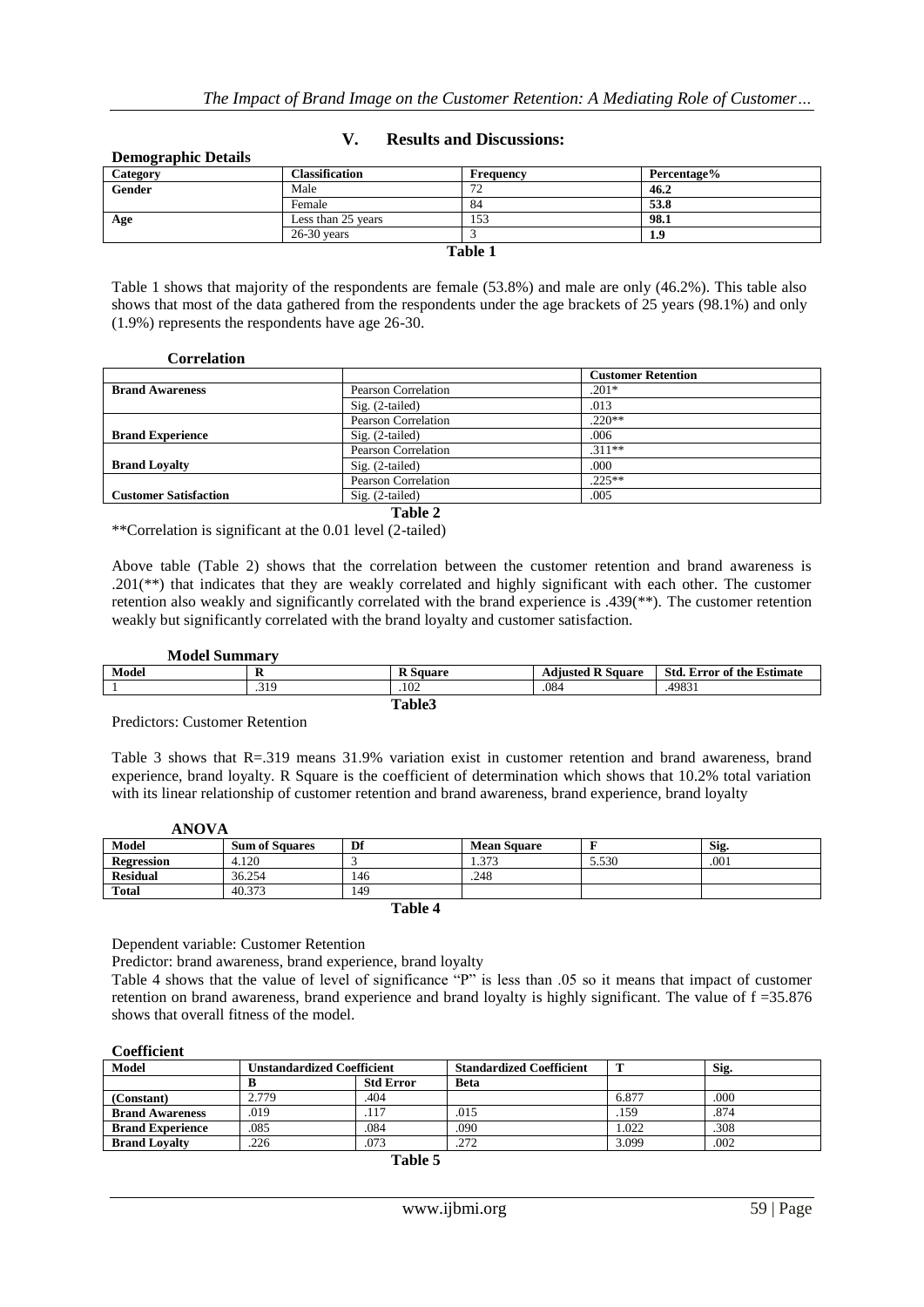## V. Results and Discussions:

**Demographic Details**

| Category | Classification | Frequency | Percentage% |
|---|---|---|---|
| **Gender** | Male | 72 | **46.2** |
| | Female | 84 | **53.8** |
| **Age** | Less than 25 years | 153 | **98.1** |
| | 26-30 years | 3 | **1.9** |

**Table 1**

Table 1 shows that majority of the respondents are female (53.8%) and male are only (46.2%). This table also shows that most of the data gathered from the respondents under the age brackets of 25 years (98.1%) and only (1.9%) represents the respondents have age 26-30.

**Correlation**

| | | Customer Retention |
|---|---|---|
| **Brand Awareness** | Pearson Correlation | .201* |
| | Sig. (2-tailed) | .013 |
| | Pearson Correlation | .220** |
| **Brand Experience** | Sig. (2-tailed) | .006 |
| | Pearson Correlation | .311** |
| **Brand Loyalty** | Sig. (2-tailed) | .000 |
| | Pearson Correlation | .225** |
| **Customer Satisfaction** | Sig. (2-tailed) | .005 |

**Table 2**

**Correlation is significant at the 0.01 level (2-tailed)

Above table (Table 2) shows that the correlation between the customer retention and brand awareness is .201(**) that indicates that they are weakly correlated and highly significant with each other. The customer retention also weakly and significantly correlated with the brand experience is .439(**). The customer retention weakly but significantly correlated with the brand loyalty and customer satisfaction.

**Model Summary**

| Model | R | R Square | Adjusted R Square | Std. Error of the Estimate |
|---|---|---|---|---|
| 1 | .319 | .102 | .084 | .49831 |

**Table3**

Predictors: Customer Retention

Table 3 shows that R=.319 means 31.9% variation exist in customer retention and brand awareness, brand experience, brand loyalty. R Square is the coefficient of determination which shows that 10.2% total variation with its linear relationship of customer retention and brand awareness, brand experience, brand loyalty

**ANOVA**

| Model | Sum of Squares | Df | Mean Square | F | Sig. |
|---|---|---|---|---|---|
| **Regression** | 4.120 | 3 | 1.373 | 5.530 | .001 |
| **Residual** | 36.254 | 146 | .248 | | |
| **Total** | 40.373 | 149 | | | |

**Table 4**

Dependent variable: Customer Retention

Predictor: brand awareness, brand experience, brand loyalty

Table 4 shows that the value of level of significance "P" is less than .05 so it means that impact of customer retention on brand awareness, brand experience and brand loyalty is highly significant. The value of f =35.876 shows that overall fitness of the model.

**Coefficient**

| Model | Unstandardized Coefficient | | Standardized Coefficient | T | Sig. |
|---|---|---|---|---|---|
| | B | Std Error | Beta | | |
| **(Constant)** | 2.779 | .404 | | 6.877 | .000 |
| **Brand Awareness** | .019 | .117 | .015 | .159 | .874 |
| **Brand Experience** | .085 | .084 | .090 | 1.022 | .308 |
| **Brand Loyalty** | .226 | .073 | .272 | 3.099 | .002 |

**Table 5**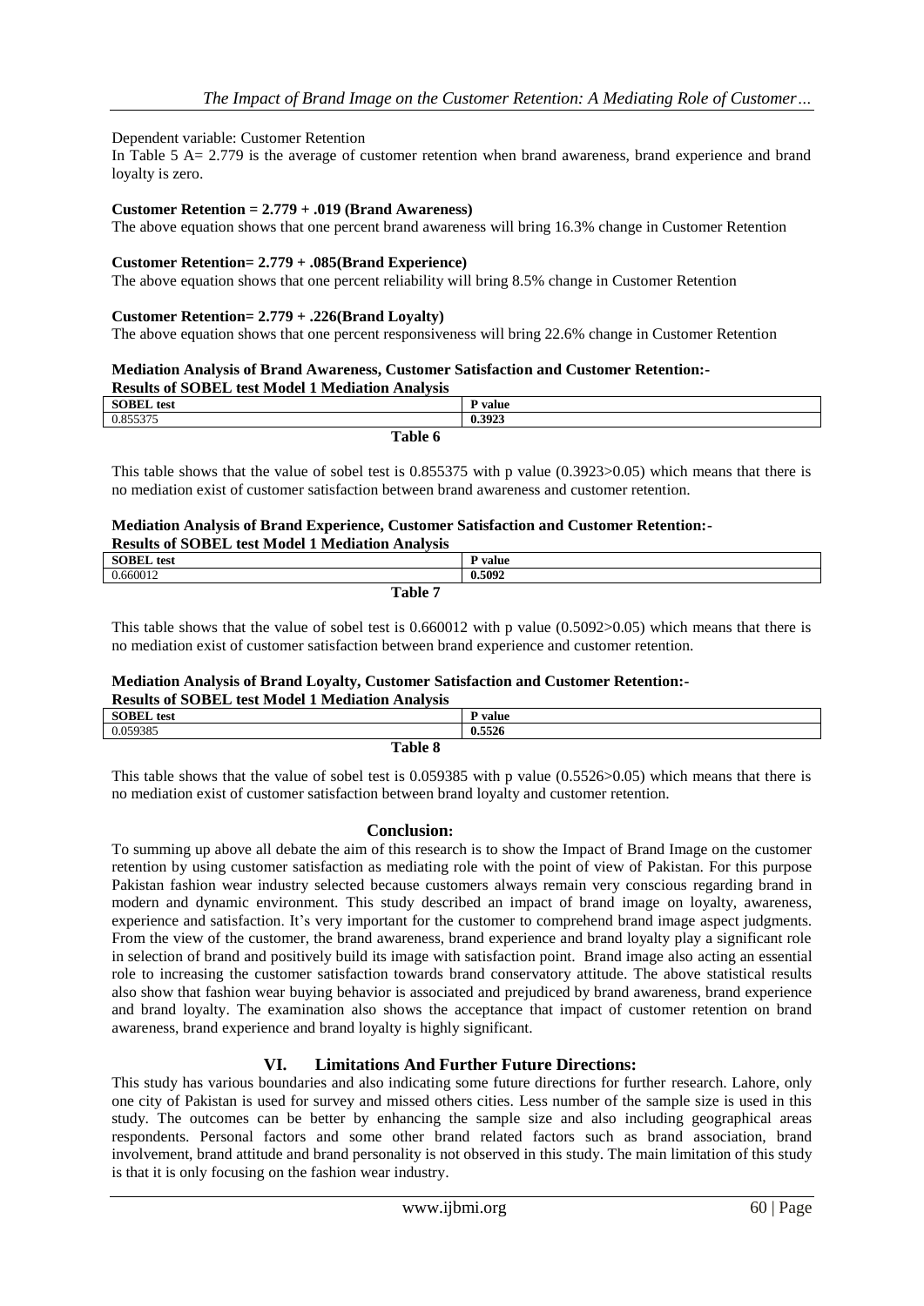Dependent variable: Customer Retention

In Table 5 A= 2.779 is the average of customer retention when brand awareness, brand experience and brand loyalty is zero.

**Customer Retention = 2.779 + .019 (Brand Awareness)**

The above equation shows that one percent brand awareness will bring 16.3% change in Customer Retention

**Customer Retention= 2.779 + .085(Brand Experience)**

The above equation shows that one percent reliability will bring 8.5% change in Customer Retention

**Customer Retention= 2.779 + .226(Brand Loyalty)**

The above equation shows that one percent responsiveness will bring 22.6% change in Customer Retention

**Mediation Analysis of Brand Awareness, Customer Satisfaction and Customer Retention:-**

**Results of SOBEL test Model 1 Mediation Analysis**

| SOBEL test | P value |
|---|---|
| 0.855375 | **0.3923** |

**Table 6**

This table shows that the value of sobel test is 0.855375 with p value (0.3923>0.05) which means that there is no mediation exist of customer satisfaction between brand awareness and customer retention.

**Mediation Analysis of Brand Experience, Customer Satisfaction and Customer Retention:-**

**Results of SOBEL test Model 1 Mediation Analysis**

| SOBEL test | P value |
|---|---|
| 0.660012 | **0.5092** |

**Table 7**

This table shows that the value of sobel test is 0.660012 with p value (0.5092>0.05) which means that there is no mediation exist of customer satisfaction between brand experience and customer retention.

**Mediation Analysis of Brand Loyalty, Customer Satisfaction and Customer Retention:-**

**Results of SOBEL test Model 1 Mediation Analysis**

| SOBEL test | P value |
|---|---|
| 0.059385 | **0.5526** |

**Table 8**

This table shows that the value of sobel test is 0.059385 with p value (0.5526>0.05) which means that there is no mediation exist of customer satisfaction between brand loyalty and customer retention.

## Conclusion:

To summing up above all debate the aim of this research is to show the Impact of Brand Image on the customer retention by using customer satisfaction as mediating role with the point of view of Pakistan. For this purpose Pakistan fashion wear industry selected because customers always remain very conscious regarding brand in modern and dynamic environment. This study described an impact of brand image on loyalty, awareness, experience and satisfaction. It's very important for the customer to comprehend brand image aspect judgments. From the view of the customer, the brand awareness, brand experience and brand loyalty play a significant role in selection of brand and positively build its image with satisfaction point. Brand image also acting an essential role to increasing the customer satisfaction towards brand conservatory attitude. The above statistical results also show that fashion wear buying behavior is associated and prejudiced by brand awareness, brand experience and brand loyalty. The examination also shows the acceptance that impact of customer retention on brand awareness, brand experience and brand loyalty is highly significant.

## VI. Limitations And Further Future Directions:

This study has various boundaries and also indicating some future directions for further research. Lahore, only one city of Pakistan is used for survey and missed others cities. Less number of the sample size is used in this study. The outcomes can be better by enhancing the sample size and also including geographical areas respondents. Personal factors and some other brand related factors such as brand association, brand involvement, brand attitude and brand personality is not observed in this study. The main limitation of this study is that it is only focusing on the fashion wear industry.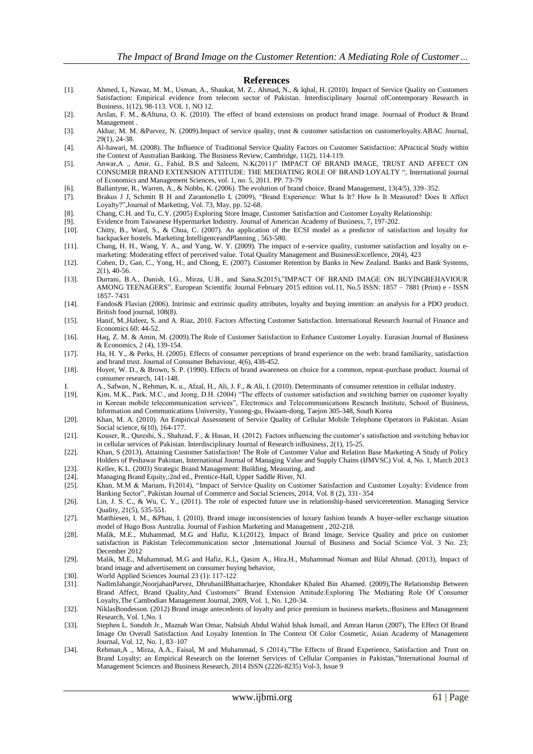## References

[1]. Ahmed, I., Nawaz, M. M., Usman, A., Shaukat, M. Z., Ahmad, N., & Iqbal, H. (2010). Impact of Service Quality on Customers Satisfaction: Empirical evidence from telecom sector of Pakistan. Interdisciplinary Journal ofContemporary Research in Business, 1(12), 98-113. VOL 1, NO 12.

[2]. Arslan, F. M., &Altuna, O. K. (2010). The effect of brand extensions on product brand image. Journaal of Product & Brand Management .

[3]. Akbar, M. M. &Parvez, N. (2009).Impact of service quality, trust & customer satisfaction on customerloyalty.ABAC Journal, 29(1), 24-38.

[4]. Al-hawari, M. (2008). The Influence of Traditional Service Quality Factors on Customer Satisfaction: APractical Study within the Context of Australian Banking. The Business Review, Cambridge, 11(2), 114-119.

[5]. Anwar,A ., Amir, G., Fahid, B.S and Saleem, N.K(2011)" IMPACT OF BRAND IMAGE, TRUST AND AFFECT ON CONSUMER BRAND EXTENSION ATTITUDE: THE MEDIATING ROLE OF BRAND LOYALTY ", International journal of Economics and Management Sciences, vol. 1, no. 5, 2011. PP. 73-79

[6]. Ballantyne, R., Warren, A., & Nobbs, K. (2006). The evolution of brand choice. Brand Management, 13(4/5), 339–352.

[7]. Brakus J J, Schmitt B H and Zarantonello L (2009), "Brand Experience: What Is It? How Is It Measured? Does It Affect Loyalty?",Journal of Marketing, Vol. 73, May, pp. 52-68.

[8]. Chang, C.H. and Tu, C.Y. (2005) Exploring Store Image, Customer Satisfaction and Customer Loyalty Relationship:

[9]. Evidence from Taiwanese Hypermarket Industry. Journal of American Academy of Business, 7, 197-202.

[10]. Chitty, B., Ward, S., & Chua, C. (2007). An application of the ECSI model as a predictor of satisfaction and loyalty for backpacker hostels. Marketing IntelligenceandPlanning , 563-580.

[11]. Chang, H. H., Wang, Y. A., and Yang, W. Y. (2009). The impact of e-service quality, customer satisfaction and loyalty on e-marketing: Moderating effect of perceived value. Total Quality Management and BusinessExcellence, 20(4), 423

[12]. Cohen, D., Gan, C., Yong, H., and Chong, E. (2007). Customer Retention by Banks in New Zealand. Banks and Bank Systems, 2(1), 40-56.

[13]. Durrani, B.A., Danish, I.G., Mirza, U.B., and Sana,S(2015),"IMPACT OF BRAND IMAGE ON BUYINGBEHAVIOUR AMONG TEENAGERS", European Scientific Journal February 2015 edition vol.11, No.5 ISSN: 1857 – 7881 (Print) e - ISSN 1857- 7431

[14]. Fandos& Flavian (2006). Intrinsic and extrinsic quality attributes, loyalty and buying intention: an analysis for a PDO product. British food journal, 108(8).

[15]. Hanif, M.,Hafeez, S. and A. Riaz, 2010. Factors Affecting Customer Satisfaction. International Research Journal of Finance and Economics 60: 44-52.

[16]. Haq, Z. M. & Amin, M. (2009).The Role of Customer Satisfaction to Enhance Customer Loyalty. Eurasian Journal of Business & Economics, 2 (4), 139-154.

[17]. Ha, H. Y., & Perks, H. (2005). Effects of consumer perceptions of brand experience on the web: brand familiarity, satisfaction and brand trust. Journal of Consumer Behaviour, 4(6), 438-452.

[18]. Hoyer, W. D., & Brown, S. P. (1990). Effects of brand awareness on choice for a common, repeat-purchase product. Journal of consumer research, 141-148.

I. A., Safwan, N., Rehman, K. u., Afzal, H., Ali, J. F., & Ali, I. (2010). Determinants of consumer retention in cellular industry.

[19]. Kim, M.K., Park, M.C., and Jeong, D.H. (2004) "The effects of customer satisfaction and switching barrier on customer loyalty in Korean mobile telecommunication services", Electronics and Telecommunications Research Institute, School of Business, Information and Communications University, Yusong-gu, Hwaam-dong, Taejon 305-348, South Korea

[20]. Khan, M. A. (2010). An Empirical Assessment of Service Quality of Cellular Mobile Telephone Operators in Pakistan. Asian Social science, 6(10), 164-177.

[21]. Kouser, R., Qureshi, S., Shahzad, F., & Hasan, H. (2012). Factors influencing the customer's satisfaction and switching behavior in cellular services of Pakistan. Interdisciplinary Journal of Research inBusiness, 2(1), 15-25.

[22]. Khan, S (2013), Attaining Customer Satisfaction! The Role of Customer Value and Relation Base Marketing A Study of Policy Holders of Peshawar Pakistan, International Journal of Managing Value and Supply Chains (IJMVSC) Vol. 4, No. 1, March 2013

[23]. Keller, K.L. (2003) Strategic Brand Management: Building, Measuring, and

[24]. Managing Brand Equity,:2nd ed., Prentice-Hall, Upper Saddle River, NJ.

[25]. Khan, M.M & Mariam, F(2014), "Impact of Service Quality on Customer Satisfaction and Customer Loyalty: Evidence from Banking Sector", Pakistan Journal of Commerce and Social Sciences, 2014, Vol. 8 (2), 331- 354

[26]. Lin, J. S. C., & Wu, C. Y., (2011). The role of expected future use in relationship-based serviceretention. Managing Service Quality, 21(5), 535-551.

[27]. Matthiesen, I. M., &Phau, I. (2010). Brand image inconsistencies of luxury fashion brands A buyer-seller exchange situation model of Hugo Boss Australia. Journal of Fashion Marketing and Management , 202-218.

[28]. Malik, M.E., Muhammad, M.G and Hafiz, K.I.(2012), Impact of Brand Image, Service Quality and price on customer satisfaction in Pakistan Telecommunication sector ,International Journal of Business and Social Science Vol. 3 No. 23; December 2012

[29]. Malik, M.E., Muhammad, M.G and Hafiz, K.I., Qasim A., Hira.H., Muhammad Noman and Bilal Ahmad. (2013), Impact of brand image and advertisement on consumer buying behavior,

[30]. World Applied Sciences Journal 23 (1): 117-122

[31]. NadimJahangir,NoorjahanParvez, DhrubanilBhattacharjee, Khondaker Khaled Bin Ahamed. (2009),The Relationship Between Brand Affect, Brand Quality,And Customers" Brand Extension Attitude:Exploring The Mediating Role Of Consumer Loyalty,The Cambodian Management Journal, 2009, Vol. 1, No. 1,20-34.

[32]. NiklasBondesson. (2012) Brand image antecedents of loyalty and price premium in business markets,:Business and Management Research, Vol. 1,No. 1

[33]. Stephen L. Sondoh Jr., Maznah Wan Omar, Nabsiah Abdul Wahid Ishak Ismail, and Amran Harun (2007), The Effect Of Brand Image On Overall Satisfaction And Loyalty Intention In The Context Of Color Cosmetic, Asian Academy of Management Journal, Vol. 12, No. 1, 83–107

[34]. Rehman,A ., Mirza, A.A., Faisal, M and Muhammad, S (2014),"The Effects of Brand Experience, Satisfaction and Trust on Brand Loyalty; an Empirical Research on the Internet Services of Cellular Companies in Pakistan,"International Journal of Management Sciences and Business Research, 2014 ISSN (2226-8235) Vol-3, Issue 9